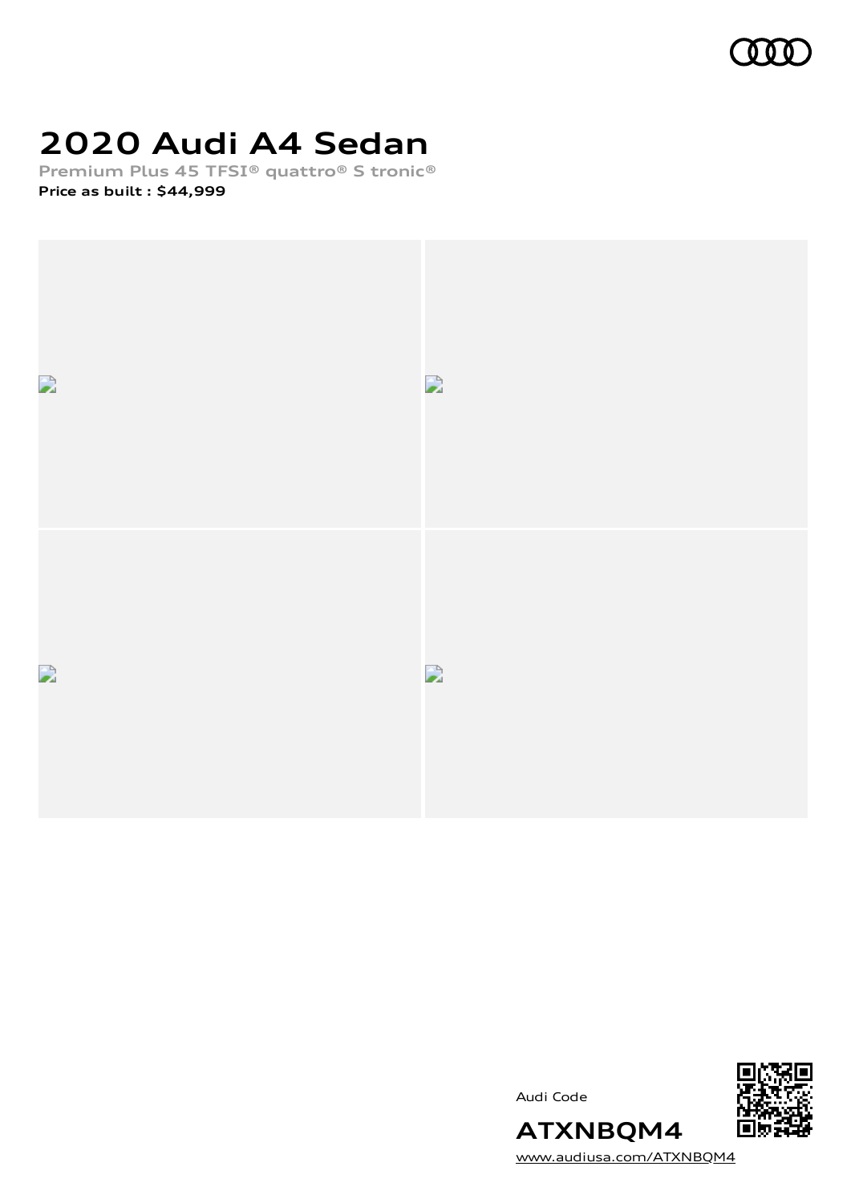# 2020 Audi A4 Sedan

Premium Plus 45 TFSI® quattro® S tronic®

**Price as built : $44,999**

Audi Code

**ATXNBQM4**

www.audiusa.com/ATXNBQM4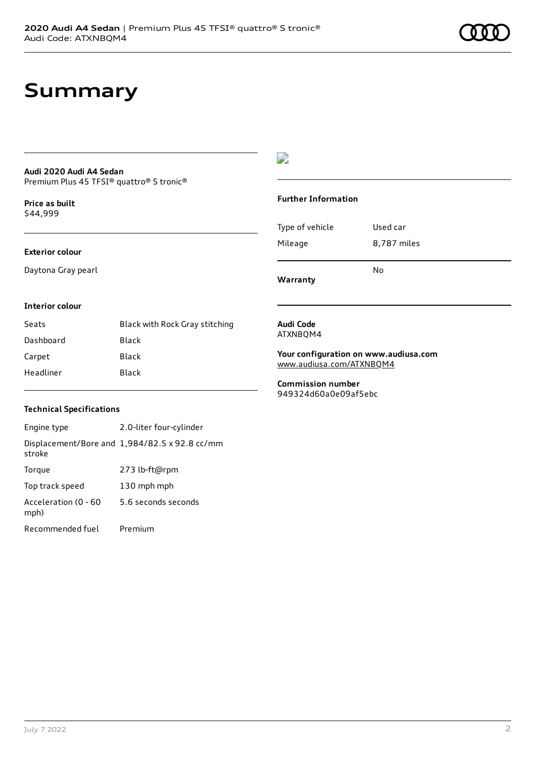# Summary

**Audi 2020 Audi A4 Sedan**
Premium Plus 45 TFSI® quattro® S tronic®

**Price as built**
$44,999

**Exterior colour**

Daytona Gray pearl

**Interior colour**

| Seats | Black with Rock Gray stitching |
| --- | --- |
| Dashboard | Black |
| Carpet | Black |
| Headliner | Black |

**Technical Specifications**

| Engine type | 2.0-liter four-cylinder |
| --- | --- |
| Displacement/Bore and stroke | 1,984/82.5 x 92.8 cc/mm |
| Torque | 273 lb-ft@rpm |
| Top track speed | 130 mph mph |
| Acceleration (0 - 60 mph) | 5.6 seconds seconds |
| Recommended fuel | Premium |

**Further Information**

| Type of vehicle | Used car |
| --- | --- |
| Mileage | 8,787 miles |
| **Warranty** | No |

**Audi Code**
ATXNBQM4

**Your configuration on www.audiusa.com**
www.audiusa.com/ATXNBQM4

**Commission number**
949324d60a0e09af5ebc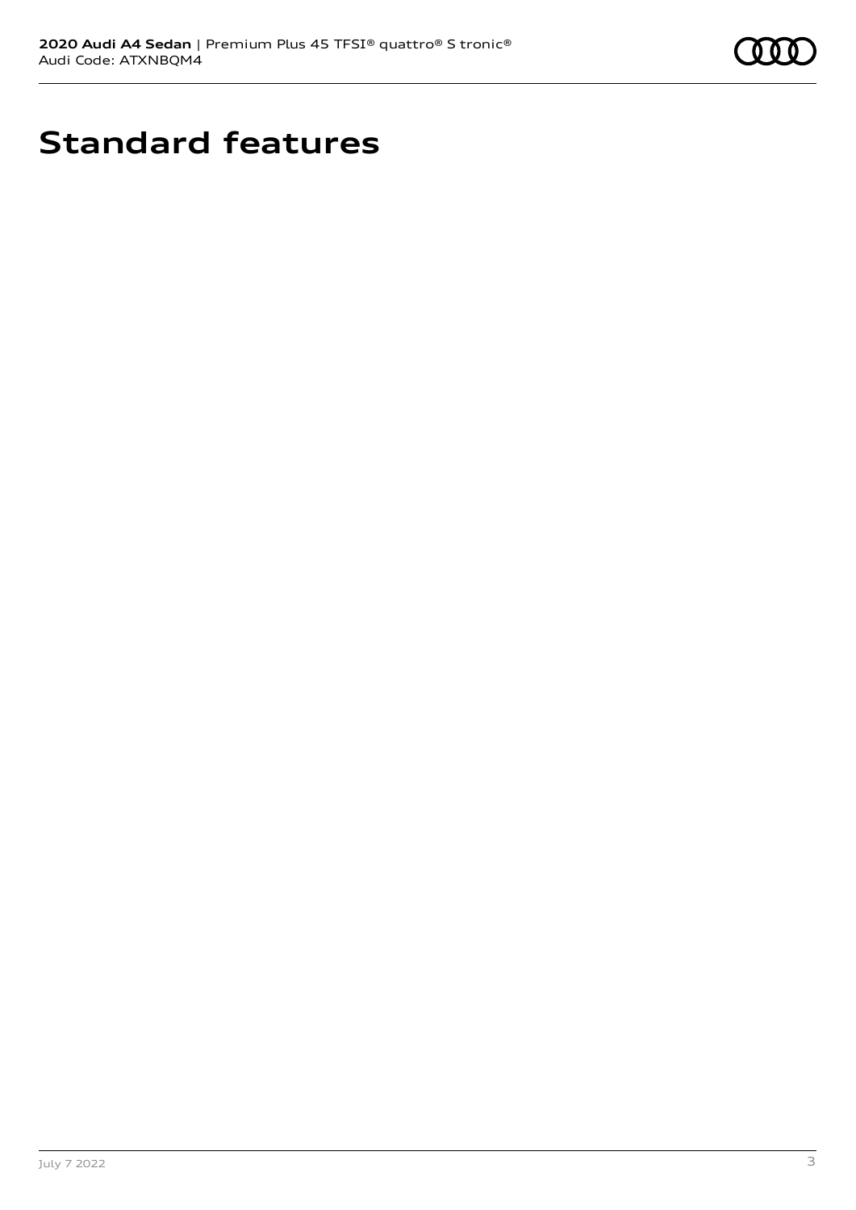# Standard features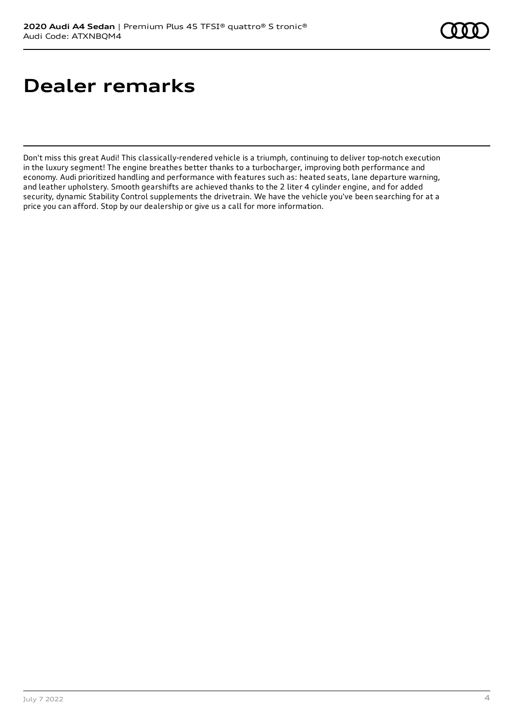# Dealer remarks

Don't miss this great Audi! This classically-rendered vehicle is a triumph, continuing to deliver top-notch execution in the luxury segment! The engine breathes better thanks to a turbocharger, improving both performance and economy. Audi prioritized handling and performance with features such as: heated seats, lane departure warning, and leather upholstery. Smooth gearshifts are achieved thanks to the 2 liter 4 cylinder engine, and for added security, dynamic Stability Control supplements the drivetrain. We have the vehicle you've been searching for at a price you can afford. Stop by our dealership or give us a call for more information.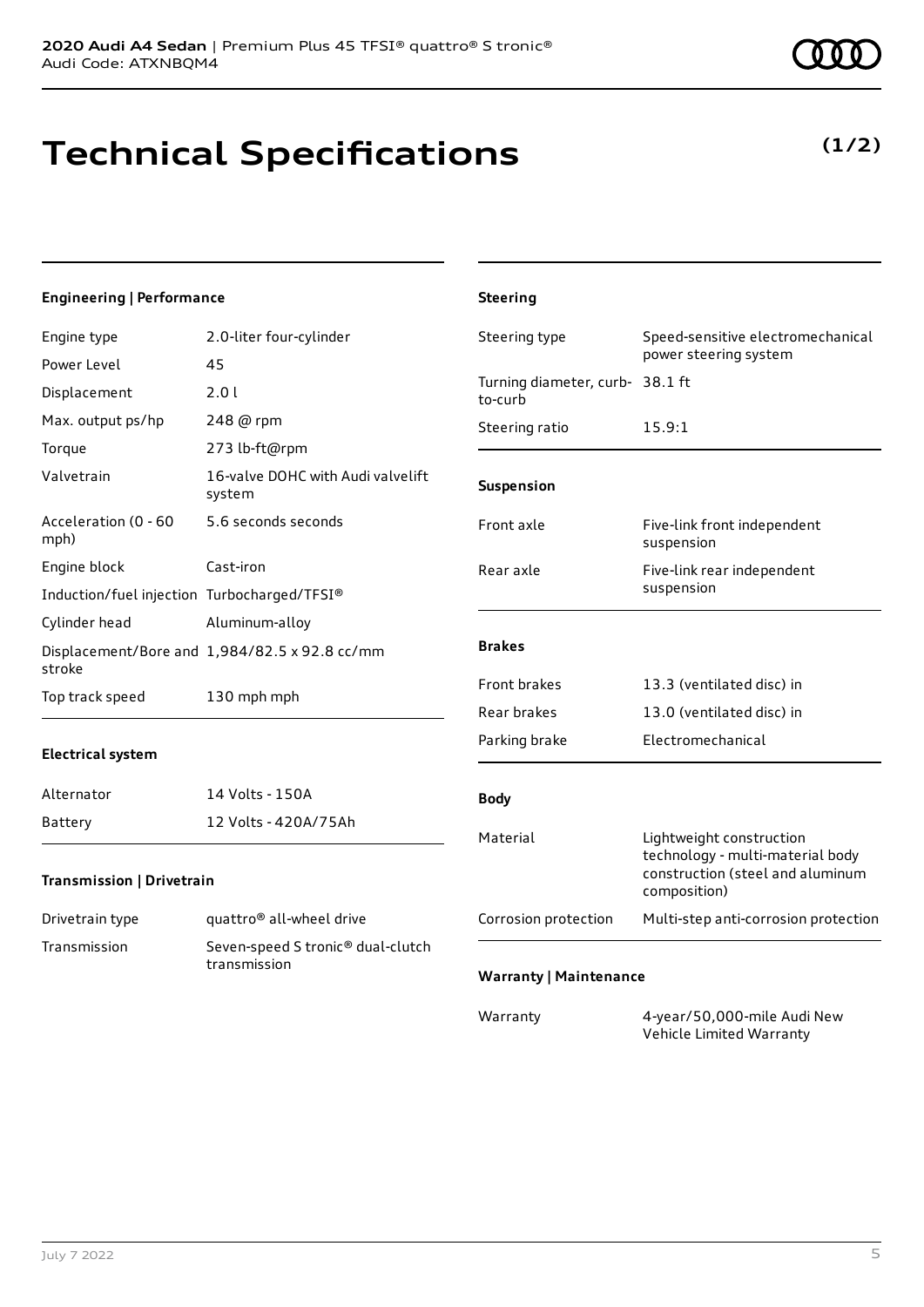# Technical Specifications

**(1/2)**

### Engineering | Performance

| | |
|---|---|
| Engine type | 2.0-liter four-cylinder |
| Power Level | 45 |
| Displacement | 2.0 l |
| Max. output ps/hp | 248 @ rpm |
| Torque | 273 lb-ft@rpm |
| Valvetrain | 16-valve DOHC with Audi valvelift system |
| Acceleration (0 - 60 mph) | 5.6 seconds seconds |
| Engine block | Cast-iron |
| Induction/fuel injection | Turbocharged/TFSI® |
| Cylinder head | Aluminum-alloy |
| Displacement/Bore and stroke | 1,984/82.5 x 92.8 cc/mm |
| Top track speed | 130 mph mph |

### Electrical system

| | |
|---|---|
| Alternator | 14 Volts - 150A |
| Battery | 12 Volts - 420A/75Ah |

### Transmission | Drivetrain

| | |
|---|---|
| Drivetrain type | quattro® all-wheel drive |
| Transmission | Seven-speed S tronic® dual-clutch transmission |

### Steering

| | |
|---|---|
| Steering type | Speed-sensitive electromechanical power steering system |
| Turning diameter, curb-to-curb | 38.1 ft |
| Steering ratio | 15.9:1 |

### Suspension

| | |
|---|---|
| Front axle | Five-link front independent suspension |
| Rear axle | Five-link rear independent suspension |

### Brakes

| | |
|---|---|
| Front brakes | 13.3 (ventilated disc) in |
| Rear brakes | 13.0 (ventilated disc) in |
| Parking brake | Electromechanical |

### Body

| | |
|---|---|
| Material | Lightweight construction technology - multi-material body construction (steel and aluminum composition) |
| Corrosion protection | Multi-step anti-corrosion protection |

### Warranty | Maintenance

| | |
|---|---|
| Warranty | 4-year/50,000-mile Audi New Vehicle Limited Warranty |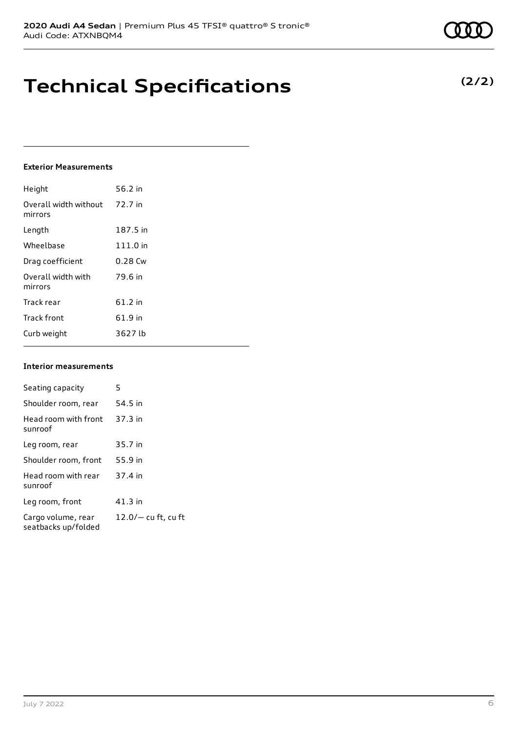# Technical Specifications

**(2/2)**

#### Exterior Measurements

| | |
|---|---|
| Height | 56.2 in |
| Overall width without mirrors | 72.7 in |
| Length | 187.5 in |
| Wheelbase | 111.0 in |
| Drag coefficient | 0.28 Cw |
| Overall width with mirrors | 79.6 in |
| Track rear | 61.2 in |
| Track front | 61.9 in |
| Curb weight | 3627 lb |

#### Interior measurements

| | |
|---|---|
| Seating capacity | 5 |
| Shoulder room, rear | 54.5 in |
| Head room with front sunroof | 37.3 in |
| Leg room, rear | 35.7 in |
| Shoulder room, front | 55.9 in |
| Head room with rear sunroof | 37.4 in |
| Leg room, front | 41.3 in |
| Cargo volume, rear seatbacks up/folded | 12.0/— cu ft, cu ft |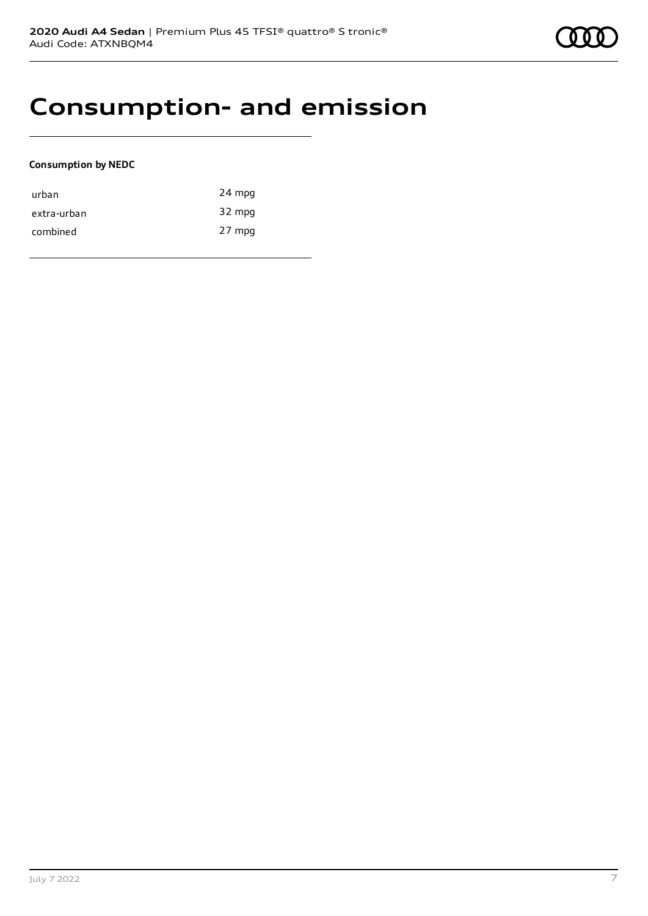# Consumption- and emission

**Consumption by NEDC**

| | |
|---|---|
| urban | 24 mpg |
| extra-urban | 32 mpg |
| combined | 27 mpg |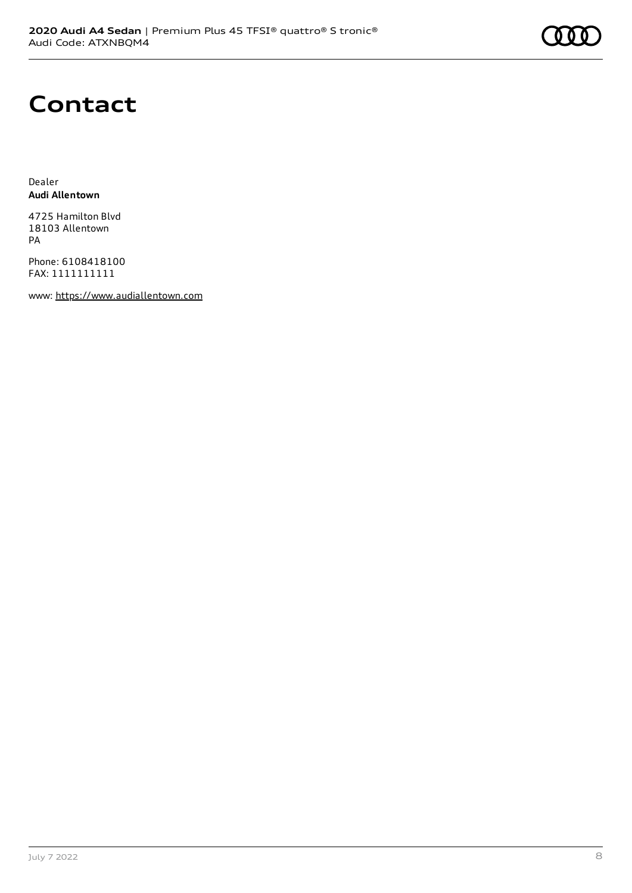# Contact

Dealer
**Audi Allentown**

4725 Hamilton Blvd
18103 Allentown
PA

Phone: 6108418100
FAX: 1111111111

www: https://www.audiallentown.com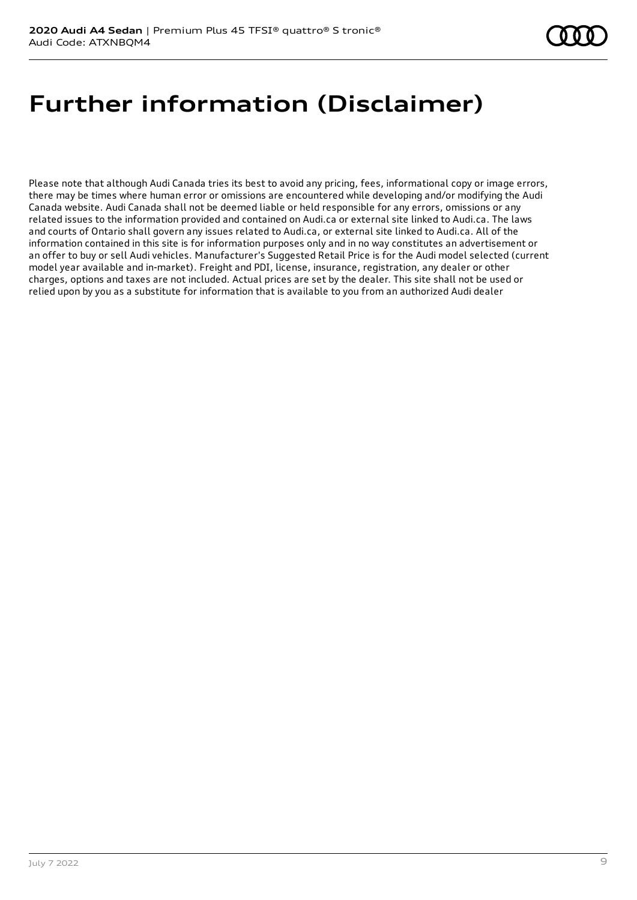# Further information (Disclaimer)

Please note that although Audi Canada tries its best to avoid any pricing, fees, informational copy or image errors, there may be times where human error or omissions are encountered while developing and/or modifying the Audi Canada website. Audi Canada shall not be deemed liable or held responsible for any errors, omissions or any related issues to the information provided and contained on Audi.ca or external site linked to Audi.ca. The laws and courts of Ontario shall govern any issues related to Audi.ca, or external site linked to Audi.ca. All of the information contained in this site is for information purposes only and in no way constitutes an advertisement or an offer to buy or sell Audi vehicles. Manufacturer's Suggested Retail Price is for the Audi model selected (current model year available and in-market). Freight and PDI, license, insurance, registration, any dealer or other charges, options and taxes are not included. Actual prices are set by the dealer. This site shall not be used or relied upon by you as a substitute for information that is available to you from an authorized Audi dealer